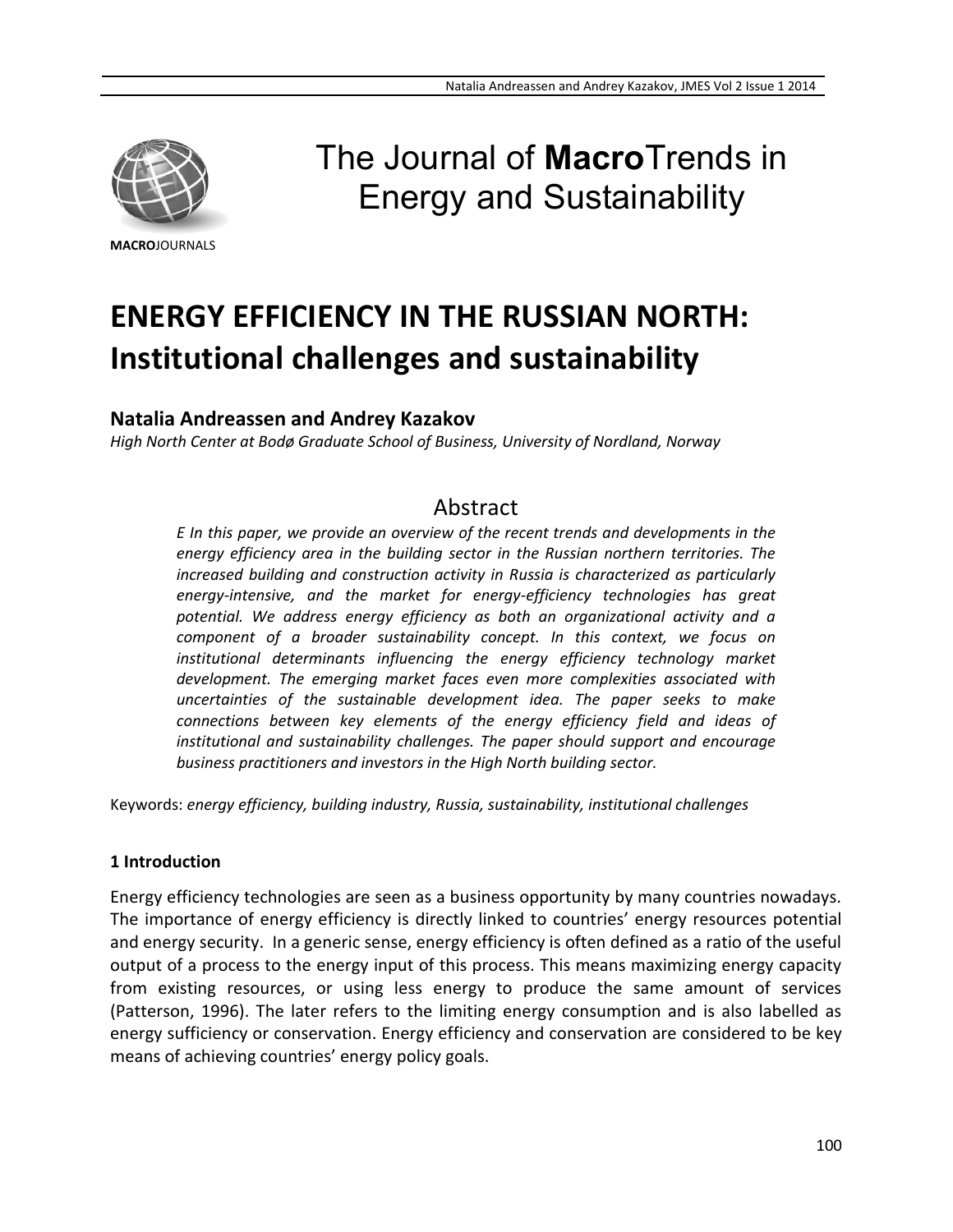The Journal of **Macro**Trends in Energy and Sustainability

**MACRO**JOURNALS

# ENERGY EFFICIENCY IN THE RUSSIAN NORTH: Institutional challenges and sustainability

**Natalia Andreassen and Andrey Kazakov**

*High North Center at Bodø Graduate School of Business, University of Nordland, Norway*

## Abstract

*E In this paper, we provide an overview of the recent trends and developments in the energy efficiency area in the building sector in the Russian northern territories. The increased building and construction activity in Russia is characterized as particularly energy-intensive, and the market for energy-efficiency technologies has great potential. We address energy efficiency as both an organizational activity and a component of a broader sustainability concept. In this context, we focus on institutional determinants influencing the energy efficiency technology market development. The emerging market faces even more complexities associated with uncertainties of the sustainable development idea. The paper seeks to make connections between key elements of the energy efficiency field and ideas of institutional and sustainability challenges. The paper should support and encourage business practitioners and investors in the High North building sector.*

Keywords: *energy efficiency, building industry, Russia, sustainability, institutional challenges*

### 1 Introduction

Energy efficiency technologies are seen as a business opportunity by many countries nowadays. The importance of energy efficiency is directly linked to countries' energy resources potential and energy security. In a generic sense, energy efficiency is often defined as a ratio of the useful output of a process to the energy input of this process. This means maximizing energy capacity from existing resources, or using less energy to produce the same amount of services (Patterson, 1996). The later refers to the limiting energy consumption and is also labelled as energy sufficiency or conservation. Energy efficiency and conservation are considered to be key means of achieving countries' energy policy goals.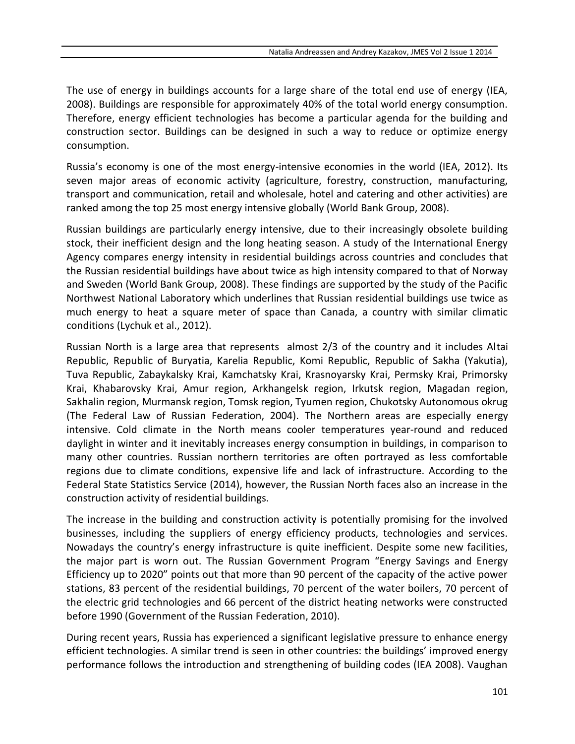The use of energy in buildings accounts for a large share of the total end use of energy (IEA, 2008). Buildings are responsible for approximately 40% of the total world energy consumption. Therefore, energy efficient technologies has become a particular agenda for the building and construction sector. Buildings can be designed in such a way to reduce or optimize energy consumption.

Russia's economy is one of the most energy-intensive economies in the world (IEA, 2012). Its seven major areas of economic activity (agriculture, forestry, construction, manufacturing, transport and communication, retail and wholesale, hotel and catering and other activities) are ranked among the top 25 most energy intensive globally (World Bank Group, 2008).

Russian buildings are particularly energy intensive, due to their increasingly obsolete building stock, their inefficient design and the long heating season. A study of the International Energy Agency compares energy intensity in residential buildings across countries and concludes that the Russian residential buildings have about twice as high intensity compared to that of Norway and Sweden (World Bank Group, 2008). These findings are supported by the study of the Pacific Northwest National Laboratory which underlines that Russian residential buildings use twice as much energy to heat a square meter of space than Canada, a country with similar climatic conditions (Lychuk et al., 2012).

Russian North is a large area that represents almost 2/3 of the country and it includes Altai Republic, Republic of Buryatia, Karelia Republic, Komi Republic, Republic of Sakha (Yakutia), Tuva Republic, Zabaykalsky Krai, Kamchatsky Krai, Krasnoyarsky Krai, Permsky Krai, Primorsky Krai, Khabarovsky Krai, Amur region, Arkhangelsk region, Irkutsk region, Magadan region, Sakhalin region, Murmansk region, Tomsk region, Tyumen region, Chukotsky Autonomous okrug (The Federal Law of Russian Federation, 2004). The Northern areas are especially energy intensive. Cold climate in the North means cooler temperatures year-round and reduced daylight in winter and it inevitably increases energy consumption in buildings, in comparison to many other countries. Russian northern territories are often portrayed as less comfortable regions due to climate conditions, expensive life and lack of infrastructure. According to the Federal State Statistics Service (2014), however, the Russian North faces also an increase in the construction activity of residential buildings.

The increase in the building and construction activity is potentially promising for the involved businesses, including the suppliers of energy efficiency products, technologies and services. Nowadays the country's energy infrastructure is quite inefficient. Despite some new facilities, the major part is worn out. The Russian Government Program "Energy Savings and Energy Efficiency up to 2020" points out that more than 90 percent of the capacity of the active power stations, 83 percent of the residential buildings, 70 percent of the water boilers, 70 percent of the electric grid technologies and 66 percent of the district heating networks were constructed before 1990 (Government of the Russian Federation, 2010).

During recent years, Russia has experienced a significant legislative pressure to enhance energy efficient technologies. A similar trend is seen in other countries: the buildings' improved energy performance follows the introduction and strengthening of building codes (IEA 2008). Vaughan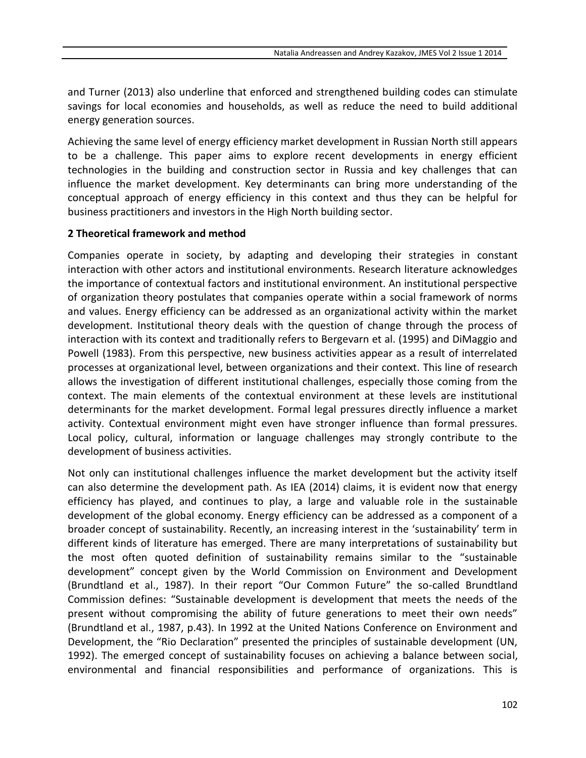and Turner (2013) also underline that enforced and strengthened building codes can stimulate savings for local economies and households, as well as reduce the need to build additional energy generation sources.

Achieving the same level of energy efficiency market development in Russian North still appears to be a challenge. This paper aims to explore recent developments in energy efficient technologies in the building and construction sector in Russia and key challenges that can influence the market development. Key determinants can bring more understanding of the conceptual approach of energy efficiency in this context and thus they can be helpful for business practitioners and investors in the High North building sector.

## 2 Theoretical framework and method

Companies operate in society, by adapting and developing their strategies in constant interaction with other actors and institutional environments. Research literature acknowledges the importance of contextual factors and institutional environment. An institutional perspective of organization theory postulates that companies operate within a social framework of norms and values. Energy efficiency can be addressed as an organizational activity within the market development. Institutional theory deals with the question of change through the process of interaction with its context and traditionally refers to Bergevarn et al. (1995) and DiMaggio and Powell (1983). From this perspective, new business activities appear as a result of interrelated processes at organizational level, between organizations and their context. This line of research allows the investigation of different institutional challenges, especially those coming from the context. The main elements of the contextual environment at these levels are institutional determinants for the market development. Formal legal pressures directly influence a market activity. Contextual environment might even have stronger influence than formal pressures. Local policy, cultural, information or language challenges may strongly contribute to the development of business activities.

Not only can institutional challenges influence the market development but the activity itself can also determine the development path. As IEA (2014) claims, it is evident now that energy efficiency has played, and continues to play, a large and valuable role in the sustainable development of the global economy. Energy efficiency can be addressed as a component of a broader concept of sustainability. Recently, an increasing interest in the 'sustainability' term in different kinds of literature has emerged. There are many interpretations of sustainability but the most often quoted definition of sustainability remains similar to the "sustainable development" concept given by the World Commission on Environment and Development (Brundtland et al., 1987). In their report "Our Common Future" the so-called Brundtland Commission defines: "Sustainable development is development that meets the needs of the present without compromising the ability of future generations to meet their own needs" (Brundtland et al., 1987, p.43). In 1992 at the United Nations Conference on Environment and Development, the "Rio Declaration" presented the principles of sustainable development (UN, 1992). The emerged concept of sustainability focuses on achieving a balance between social, environmental and financial responsibilities and performance of organizations. This is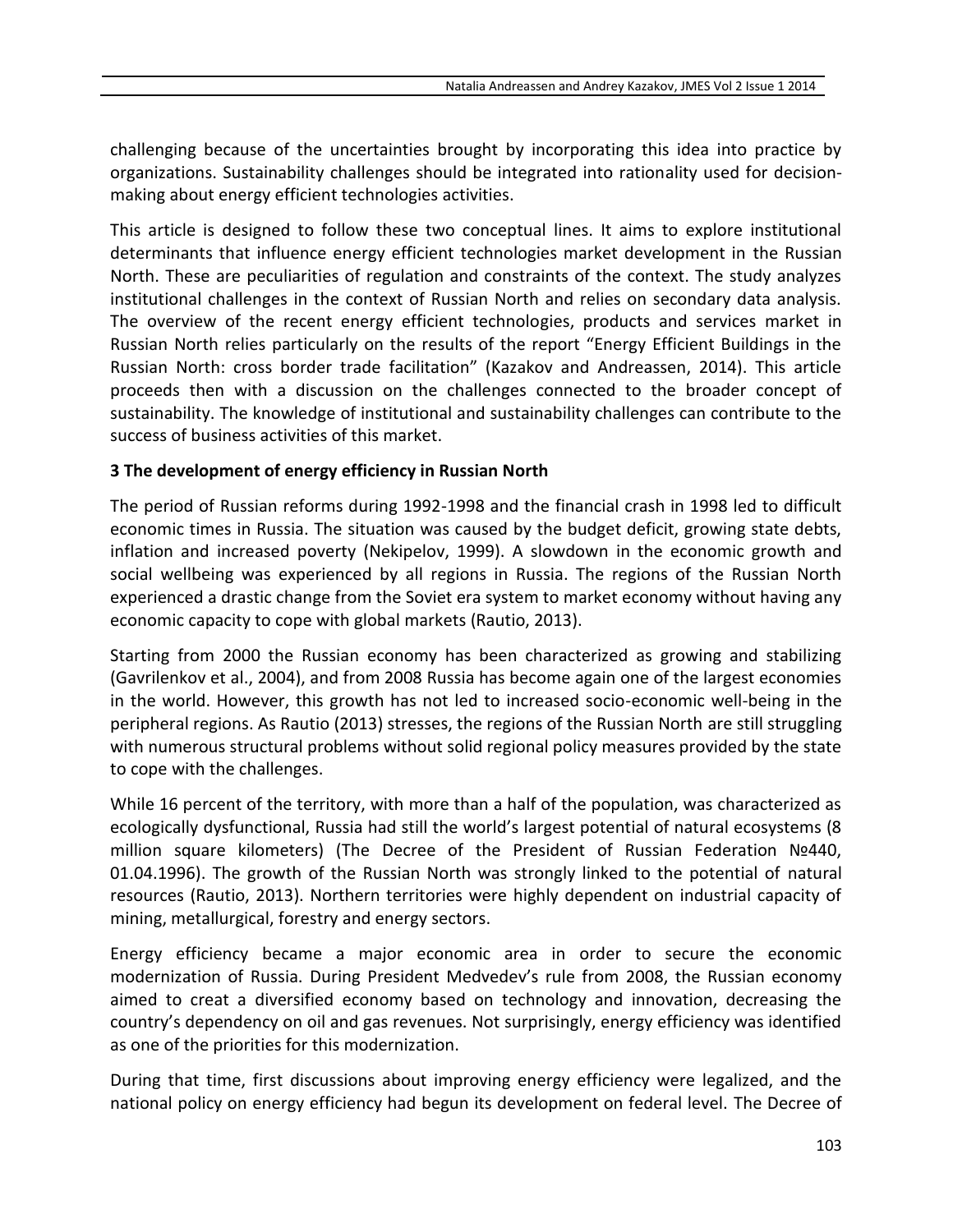challenging because of the uncertainties brought by incorporating this idea into practice by organizations. Sustainability challenges should be integrated into rationality used for decision-making about energy efficient technologies activities.

This article is designed to follow these two conceptual lines. It aims to explore institutional determinants that influence energy efficient technologies market development in the Russian North. These are peculiarities of regulation and constraints of the context. The study analyzes institutional challenges in the context of Russian North and relies on secondary data analysis. The overview of the recent energy efficient technologies, products and services market in Russian North relies particularly on the results of the report "Energy Efficient Buildings in the Russian North: cross border trade facilitation" (Kazakov and Andreassen, 2014). This article proceeds then with a discussion on the challenges connected to the broader concept of sustainability. The knowledge of institutional and sustainability challenges can contribute to the success of business activities of this market.

## 3 The development of energy efficiency in Russian North

The period of Russian reforms during 1992-1998 and the financial crash in 1998 led to difficult economic times in Russia. The situation was caused by the budget deficit, growing state debts, inflation and increased poverty (Nekipelov, 1999). A slowdown in the economic growth and social wellbeing was experienced by all regions in Russia. The regions of the Russian North experienced a drastic change from the Soviet era system to market economy without having any economic capacity to cope with global markets (Rautio, 2013).

Starting from 2000 the Russian economy has been characterized as growing and stabilizing (Gavrilenkov et al., 2004), and from 2008 Russia has become again one of the largest economies in the world. However, this growth has not led to increased socio-economic well-being in the peripheral regions. As Rautio (2013) stresses, the regions of the Russian North are still struggling with numerous structural problems without solid regional policy measures provided by the state to cope with the challenges.

While 16 percent of the territory, with more than a half of the population, was characterized as ecologically dysfunctional, Russia had still the world's largest potential of natural ecosystems (8 million square kilometers) (The Decree of the President of Russian Federation №440, 01.04.1996). The growth of the Russian North was strongly linked to the potential of natural resources (Rautio, 2013). Northern territories were highly dependent on industrial capacity of mining, metallurgical, forestry and energy sectors.

Energy efficiency became a major economic area in order to secure the economic modernization of Russia. During President Medvedev's rule from 2008, the Russian economy aimed to creat a diversified economy based on technology and innovation, decreasing the country's dependency on oil and gas revenues. Not surprisingly, energy efficiency was identified as one of the priorities for this modernization.

During that time, first discussions about improving energy efficiency were legalized, and the national policy on energy efficiency had begun its development on federal level. The Decree of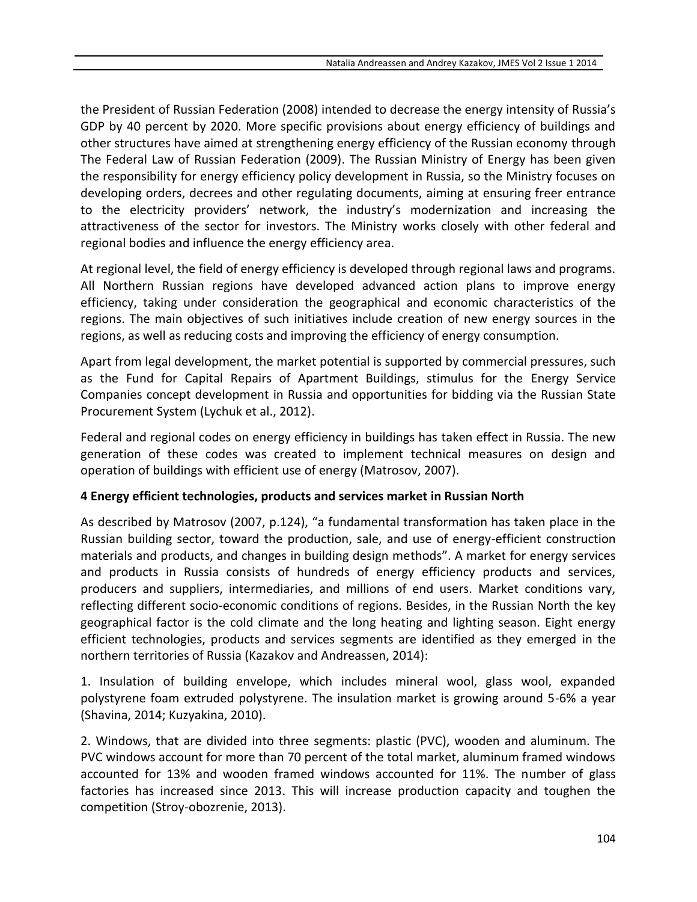the President of Russian Federation (2008) intended to decrease the energy intensity of Russia's GDP by 40 percent by 2020. More specific provisions about energy efficiency of buildings and other structures have aimed at strengthening energy efficiency of the Russian economy through The Federal Law of Russian Federation (2009). The Russian Ministry of Energy has been given the responsibility for energy efficiency policy development in Russia, so the Ministry focuses on developing orders, decrees and other regulating documents, aiming at ensuring freer entrance to the electricity providers' network, the industry's modernization and increasing the attractiveness of the sector for investors. The Ministry works closely with other federal and regional bodies and influence the energy efficiency area.

At regional level, the field of energy efficiency is developed through regional laws and programs. All Northern Russian regions have developed advanced action plans to improve energy efficiency, taking under consideration the geographical and economic characteristics of the regions. The main objectives of such initiatives include creation of new energy sources in the regions, as well as reducing costs and improving the efficiency of energy consumption.

Apart from legal development, the market potential is supported by commercial pressures, such as the Fund for Capital Repairs of Apartment Buildings, stimulus for the Energy Service Companies concept development in Russia and opportunities for bidding via the Russian State Procurement System (Lychuk et al., 2012).

Federal and regional codes on energy efficiency in buildings has taken effect in Russia. The new generation of these codes was created to implement technical measures on design and operation of buildings with efficient use of energy (Matrosov, 2007).

## 4 Energy efficient technologies, products and services market in Russian North

As described by Matrosov (2007, p.124), "a fundamental transformation has taken place in the Russian building sector, toward the production, sale, and use of energy-efficient construction materials and products, and changes in building design methods". A market for energy services and products in Russia consists of hundreds of energy efficiency products and services, producers and suppliers, intermediaries, and millions of end users. Market conditions vary, reflecting different socio-economic conditions of regions. Besides, in the Russian North the key geographical factor is the cold climate and the long heating and lighting season. Eight energy efficient technologies, products and services segments are identified as they emerged in the northern territories of Russia (Kazakov and Andreassen, 2014):

1. Insulation of building envelope, which includes mineral wool, glass wool, expanded polystyrene foam extruded polystyrene. The insulation market is growing around 5-6% a year (Shavina, 2014; Kuzyakina, 2010).

2. Windows, that are divided into three segments: plastic (PVC), wooden and aluminum. The PVC windows account for more than 70 percent of the total market, aluminum framed windows accounted for 13% and wooden framed windows accounted for 11%. The number of glass factories has increased since 2013. This will increase production capacity and toughen the competition (Stroy-obozrenie, 2013).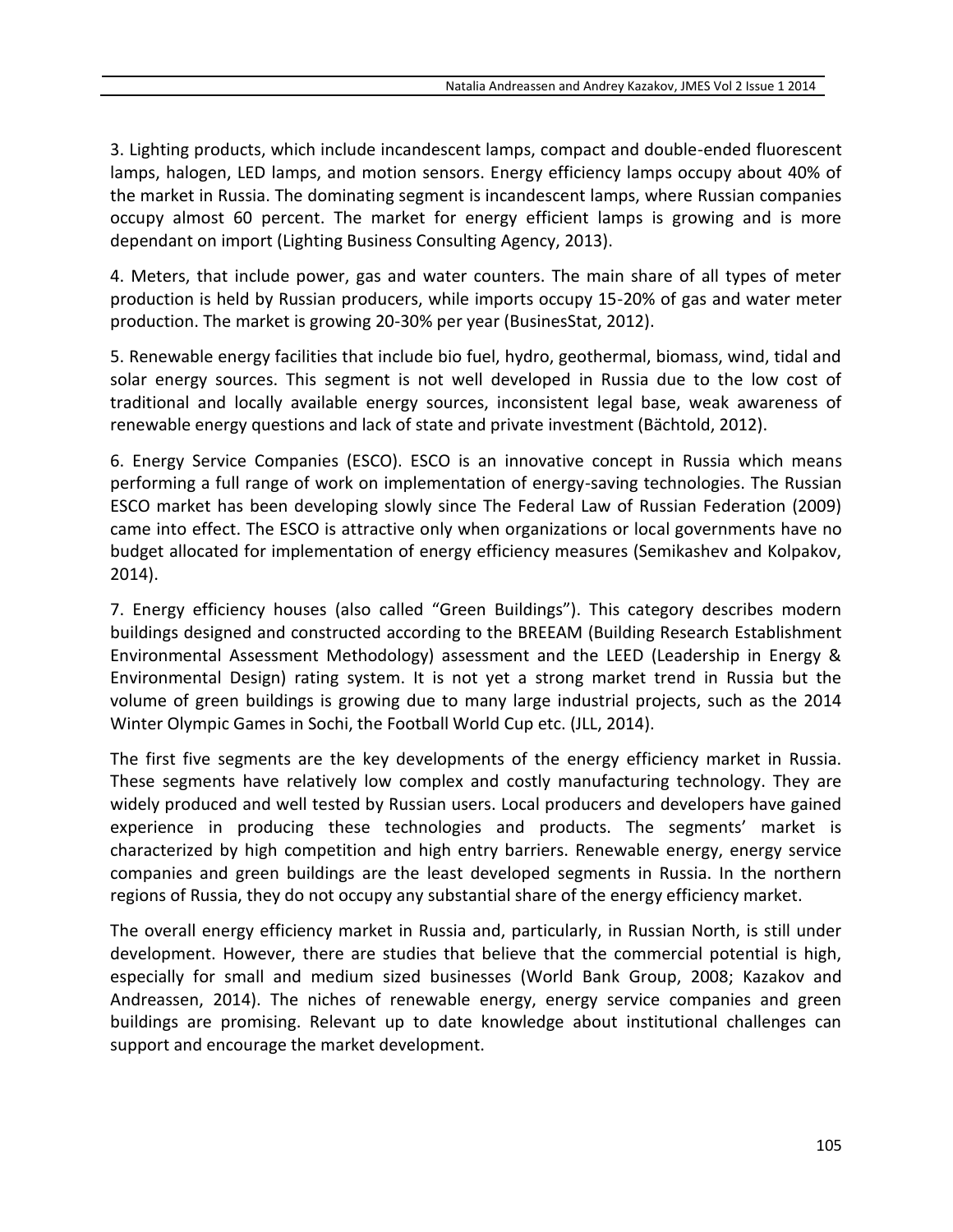3. Lighting products, which include incandescent lamps, compact and double-ended fluorescent lamps, halogen, LED lamps, and motion sensors. Energy efficiency lamps occupy about 40% of the market in Russia. The dominating segment is incandescent lamps, where Russian companies occupy almost 60 percent. The market for energy efficient lamps is growing and is more dependant on import (Lighting Business Consulting Agency, 2013).

4. Meters, that include power, gas and water counters. The main share of all types of meter production is held by Russian producers, while imports occupy 15-20% of gas and water meter production. The market is growing 20-30% per year (BusinesStat, 2012).

5. Renewable energy facilities that include bio fuel, hydro, geothermal, biomass, wind, tidal and solar energy sources. This segment is not well developed in Russia due to the low cost of traditional and locally available energy sources, inconsistent legal base, weak awareness of renewable energy questions and lack of state and private investment (Bächtold, 2012).

6. Energy Service Companies (ESCO). ESCO is an innovative concept in Russia which means performing a full range of work on implementation of energy-saving technologies. The Russian ESCO market has been developing slowly since The Federal Law of Russian Federation (2009) came into effect. The ESCO is attractive only when organizations or local governments have no budget allocated for implementation of energy efficiency measures (Semikashev and Kolpakov, 2014).

7. Energy efficiency houses (also called "Green Buildings"). This category describes modern buildings designed and constructed according to the BREEAM (Building Research Establishment Environmental Assessment Methodology) assessment and the LEED (Leadership in Energy & Environmental Design) rating system. It is not yet a strong market trend in Russia but the volume of green buildings is growing due to many large industrial projects, such as the 2014 Winter Olympic Games in Sochi, the Football World Cup etc. (JLL, 2014).

The first five segments are the key developments of the energy efficiency market in Russia. These segments have relatively low complex and costly manufacturing technology. They are widely produced and well tested by Russian users. Local producers and developers have gained experience in producing these technologies and products. The segments' market is characterized by high competition and high entry barriers. Renewable energy, energy service companies and green buildings are the least developed segments in Russia. In the northern regions of Russia, they do not occupy any substantial share of the energy efficiency market.

The overall energy efficiency market in Russia and, particularly, in Russian North, is still under development. However, there are studies that believe that the commercial potential is high, especially for small and medium sized businesses (World Bank Group, 2008; Kazakov and Andreassen, 2014). The niches of renewable energy, energy service companies and green buildings are promising. Relevant up to date knowledge about institutional challenges can support and encourage the market development.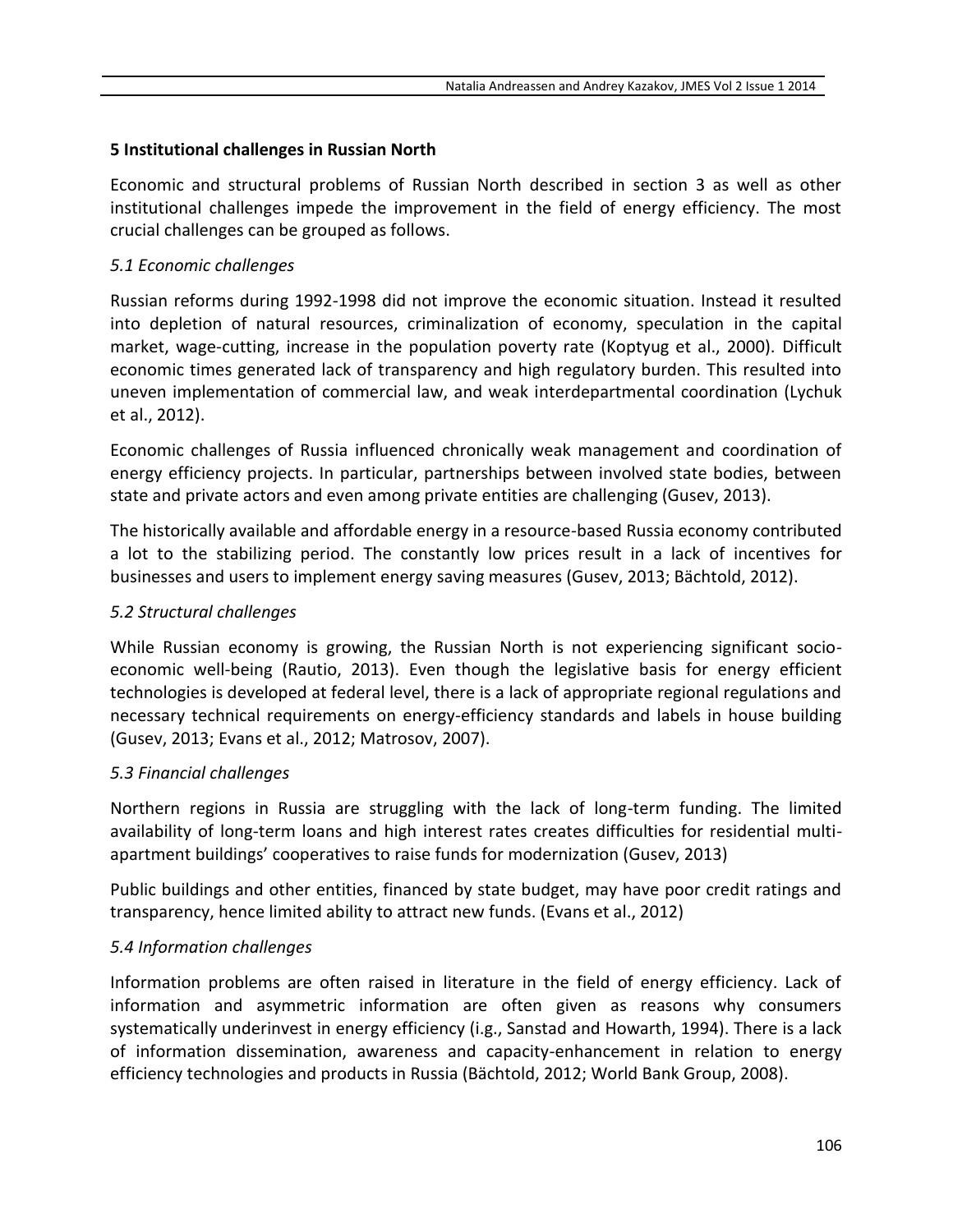## 5 Institutional challenges in Russian North

Economic and structural problems of Russian North described in section 3 as well as other institutional challenges impede the improvement in the field of energy efficiency. The most crucial challenges can be grouped as follows.

### *5.1 Economic challenges*

Russian reforms during 1992-1998 did not improve the economic situation. Instead it resulted into depletion of natural resources, criminalization of economy, speculation in the capital market, wage-cutting, increase in the population poverty rate (Koptyug et al., 2000). Difficult economic times generated lack of transparency and high regulatory burden. This resulted into uneven implementation of commercial law, and weak interdepartmental coordination (Lychuk et al., 2012).

Economic challenges of Russia influenced chronically weak management and coordination of energy efficiency projects. In particular, partnerships between involved state bodies, between state and private actors and even among private entities are challenging (Gusev, 2013).

The historically available and affordable energy in a resource-based Russia economy contributed a lot to the stabilizing period. The constantly low prices result in a lack of incentives for businesses and users to implement energy saving measures (Gusev, 2013; Bächtold, 2012).

### *5.2 Structural challenges*

While Russian economy is growing, the Russian North is not experiencing significant socio-economic well-being (Rautio, 2013). Even though the legislative basis for energy efficient technologies is developed at federal level, there is a lack of appropriate regional regulations and necessary technical requirements on energy-efficiency standards and labels in house building (Gusev, 2013; Evans et al., 2012; Matrosov, 2007).

### *5.3 Financial challenges*

Northern regions in Russia are struggling with the lack of long-term funding. The limited availability of long-term loans and high interest rates creates difficulties for residential multi-apartment buildings' cooperatives to raise funds for modernization (Gusev, 2013)

Public buildings and other entities, financed by state budget, may have poor credit ratings and transparency, hence limited ability to attract new funds. (Evans et al., 2012)

### *5.4 Information challenges*

Information problems are often raised in literature in the field of energy efficiency. Lack of information and asymmetric information are often given as reasons why consumers systematically underinvest in energy efficiency (i.g., Sanstad and Howarth, 1994). There is a lack of information dissemination, awareness and capacity-enhancement in relation to energy efficiency technologies and products in Russia (Bächtold, 2012; World Bank Group, 2008).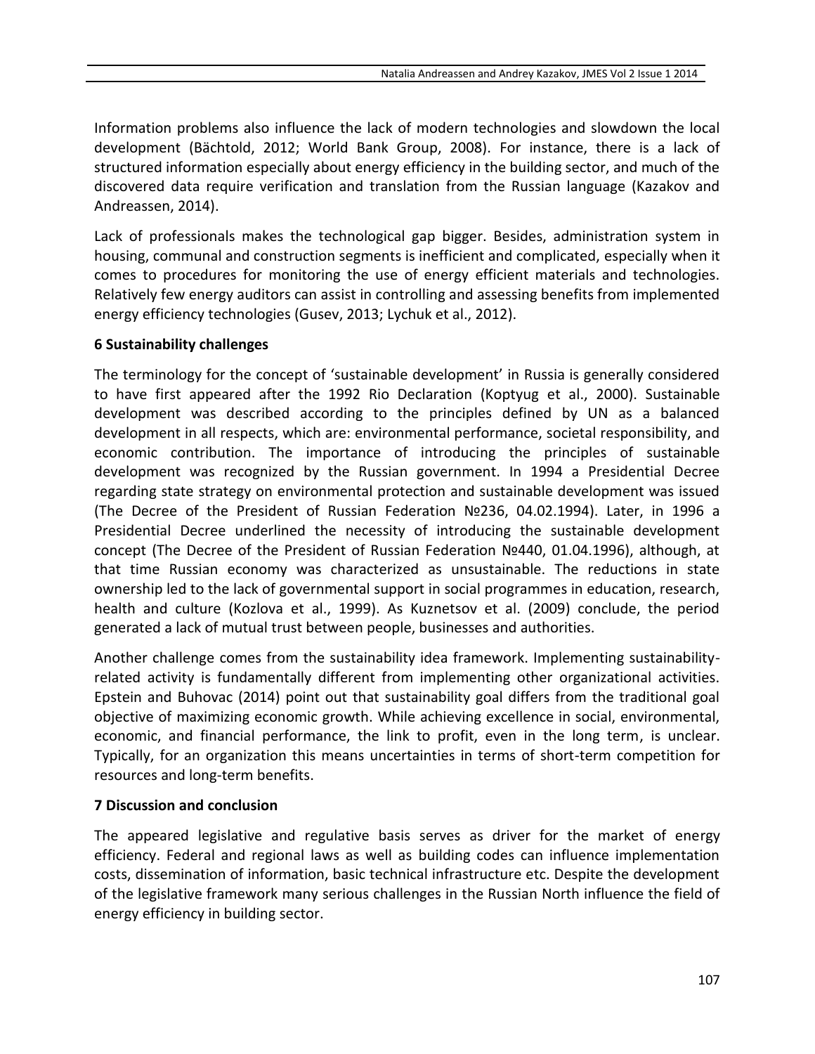Information problems also influence the lack of modern technologies and slowdown the local development (Bächtold, 2012; World Bank Group, 2008). For instance, there is a lack of structured information especially about energy efficiency in the building sector, and much of the discovered data require verification and translation from the Russian language (Kazakov and Andreassen, 2014).

Lack of professionals makes the technological gap bigger. Besides, administration system in housing, communal and construction segments is inefficient and complicated, especially when it comes to procedures for monitoring the use of energy efficient materials and technologies. Relatively few energy auditors can assist in controlling and assessing benefits from implemented energy efficiency technologies (Gusev, 2013; Lychuk et al., 2012).

## 6 Sustainability challenges

The terminology for the concept of 'sustainable development' in Russia is generally considered to have first appeared after the 1992 Rio Declaration (Koptyug et al., 2000). Sustainable development was described according to the principles defined by UN as a balanced development in all respects, which are: environmental performance, societal responsibility, and economic contribution. The importance of introducing the principles of sustainable development was recognized by the Russian government. In 1994 a Presidential Decree regarding state strategy on environmental protection and sustainable development was issued (The Decree of the President of Russian Federation №236, 04.02.1994). Later, in 1996 a Presidential Decree underlined the necessity of introducing the sustainable development concept (The Decree of the President of Russian Federation №440, 01.04.1996), although, at that time Russian economy was characterized as unsustainable. The reductions in state ownership led to the lack of governmental support in social programmes in education, research, health and culture (Kozlova et al., 1999). As Kuznetsov et al. (2009) conclude, the period generated a lack of mutual trust between people, businesses and authorities.

Another challenge comes from the sustainability idea framework. Implementing sustainability-related activity is fundamentally different from implementing other organizational activities. Epstein and Buhovac (2014) point out that sustainability goal differs from the traditional goal objective of maximizing economic growth. While achieving excellence in social, environmental, economic, and financial performance, the link to profit, even in the long term, is unclear. Typically, for an organization this means uncertainties in terms of short-term competition for resources and long-term benefits.

## 7 Discussion and conclusion

The appeared legislative and regulative basis serves as driver for the market of energy efficiency. Federal and regional laws as well as building codes can influence implementation costs, dissemination of information, basic technical infrastructure etc. Despite the development of the legislative framework many serious challenges in the Russian North influence the field of energy efficiency in building sector.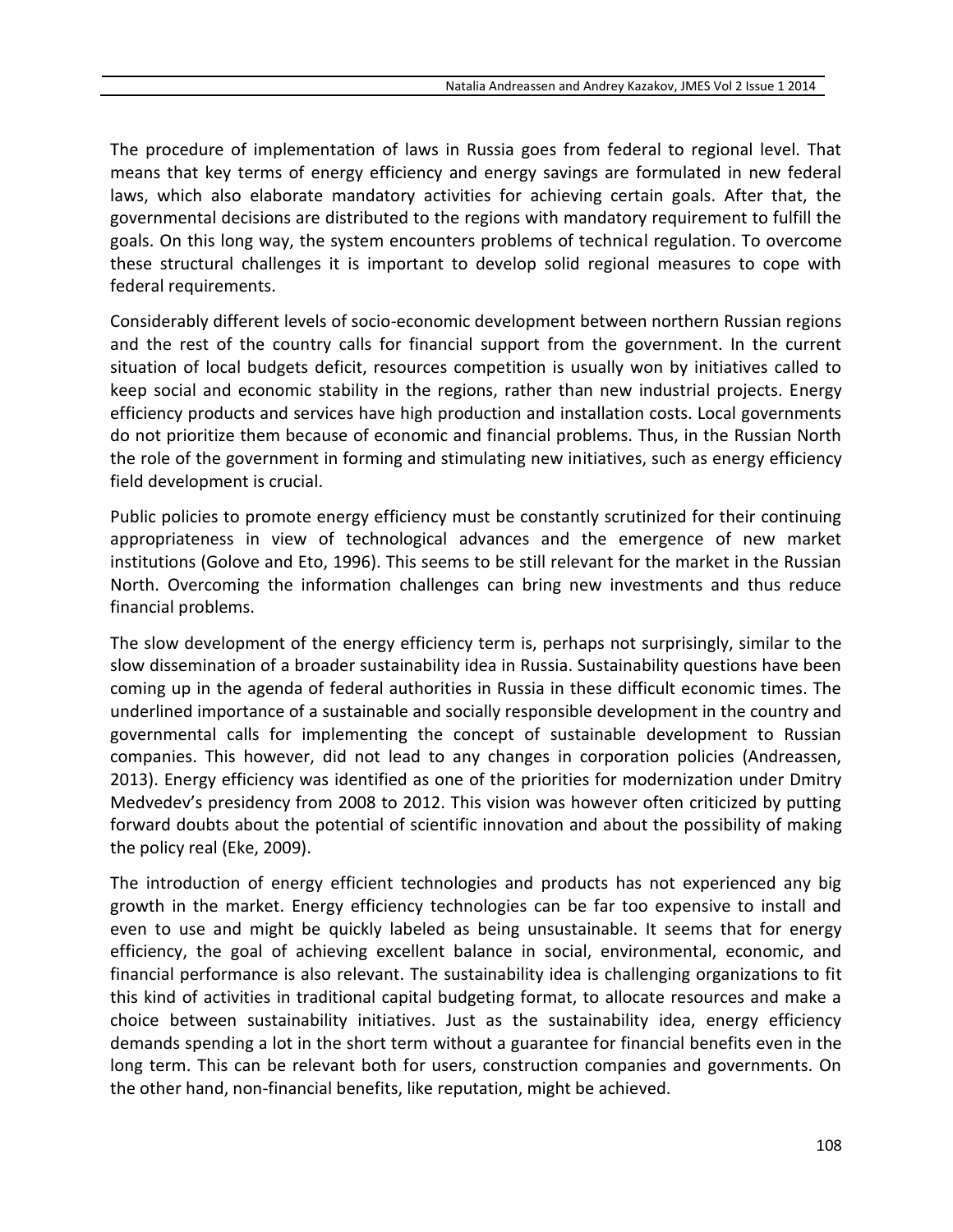The procedure of implementation of laws in Russia goes from federal to regional level. That means that key terms of energy efficiency and energy savings are formulated in new federal laws, which also elaborate mandatory activities for achieving certain goals. After that, the governmental decisions are distributed to the regions with mandatory requirement to fulfill the goals. On this long way, the system encounters problems of technical regulation. To overcome these structural challenges it is important to develop solid regional measures to cope with federal requirements.

Considerably different levels of socio-economic development between northern Russian regions and the rest of the country calls for financial support from the government. In the current situation of local budgets deficit, resources competition is usually won by initiatives called to keep social and economic stability in the regions, rather than new industrial projects. Energy efficiency products and services have high production and installation costs. Local governments do not prioritize them because of economic and financial problems. Thus, in the Russian North the role of the government in forming and stimulating new initiatives, such as energy efficiency field development is crucial.

Public policies to promote energy efficiency must be constantly scrutinized for their continuing appropriateness in view of technological advances and the emergence of new market institutions (Golove and Eto, 1996). This seems to be still relevant for the market in the Russian North. Overcoming the information challenges can bring new investments and thus reduce financial problems.

The slow development of the energy efficiency term is, perhaps not surprisingly, similar to the slow dissemination of a broader sustainability idea in Russia. Sustainability questions have been coming up in the agenda of federal authorities in Russia in these difficult economic times. The underlined importance of a sustainable and socially responsible development in the country and governmental calls for implementing the concept of sustainable development to Russian companies. This however, did not lead to any changes in corporation policies (Andreassen, 2013). Energy efficiency was identified as one of the priorities for modernization under Dmitry Medvedev's presidency from 2008 to 2012. This vision was however often criticized by putting forward doubts about the potential of scientific innovation and about the possibility of making the policy real (Eke, 2009).

The introduction of energy efficient technologies and products has not experienced any big growth in the market. Energy efficiency technologies can be far too expensive to install and even to use and might be quickly labeled as being unsustainable. It seems that for energy efficiency, the goal of achieving excellent balance in social, environmental, economic, and financial performance is also relevant. The sustainability idea is challenging organizations to fit this kind of activities in traditional capital budgeting format, to allocate resources and make a choice between sustainability initiatives. Just as the sustainability idea, energy efficiency demands spending a lot in the short term without a guarantee for financial benefits even in the long term. This can be relevant both for users, construction companies and governments. On the other hand, non-financial benefits, like reputation, might be achieved.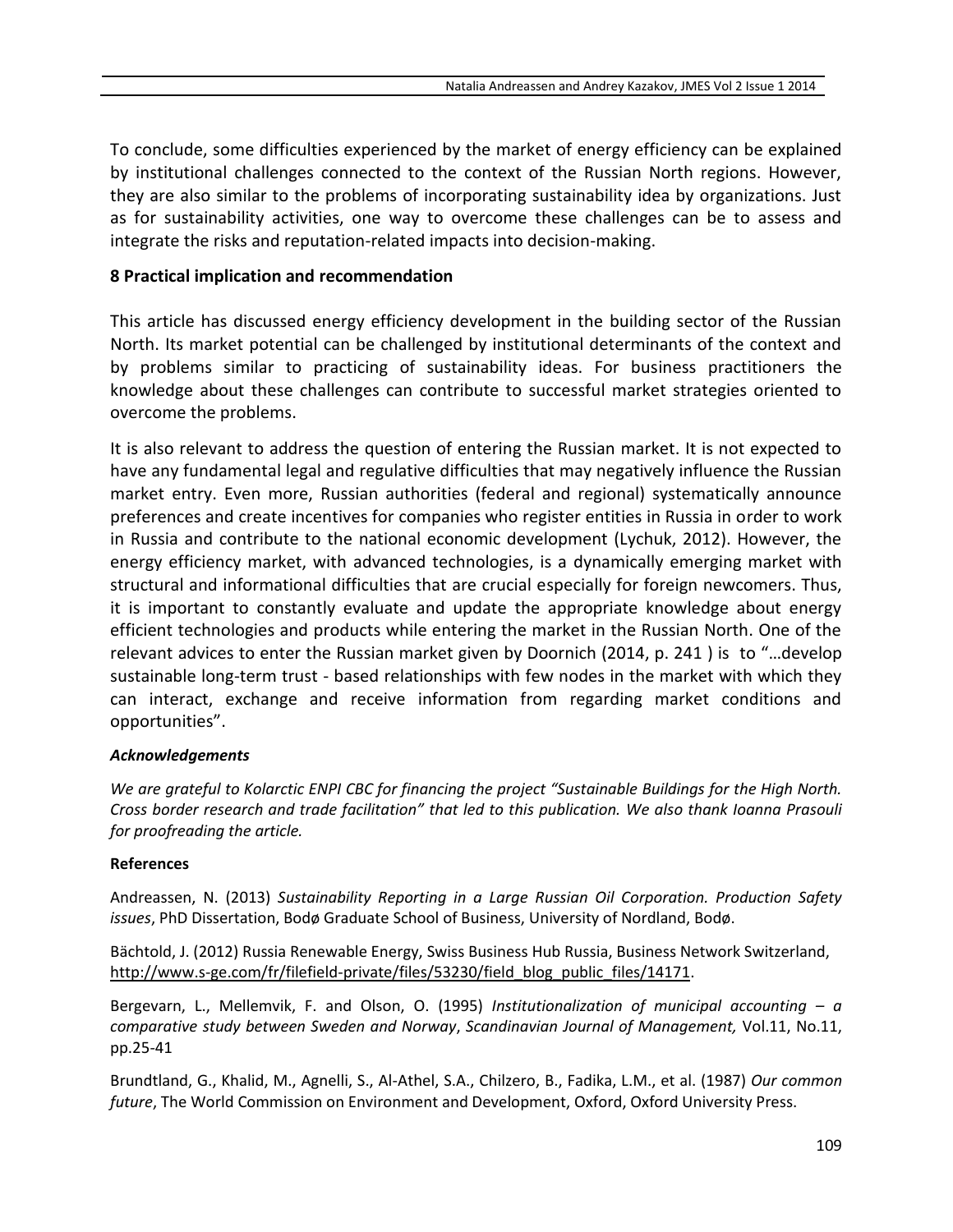To conclude, some difficulties experienced by the market of energy efficiency can be explained by institutional challenges connected to the context of the Russian North regions. However, they are also similar to the problems of incorporating sustainability idea by organizations. Just as for sustainability activities, one way to overcome these challenges can be to assess and integrate the risks and reputation-related impacts into decision-making.

## 8 Practical implication and recommendation

This article has discussed energy efficiency development in the building sector of the Russian North. Its market potential can be challenged by institutional determinants of the context and by problems similar to practicing of sustainability ideas. For business practitioners the knowledge about these challenges can contribute to successful market strategies oriented to overcome the problems.

It is also relevant to address the question of entering the Russian market. It is not expected to have any fundamental legal and regulative difficulties that may negatively influence the Russian market entry. Even more, Russian authorities (federal and regional) systematically announce preferences and create incentives for companies who register entities in Russia in order to work in Russia and contribute to the national economic development (Lychuk, 2012). However, the energy efficiency market, with advanced technologies, is a dynamically emerging market with structural and informational difficulties that are crucial especially for foreign newcomers. Thus, it is important to constantly evaluate and update the appropriate knowledge about energy efficient technologies and products while entering the market in the Russian North. One of the relevant advices to enter the Russian market given by Doornich (2014, p. 241 ) is to "…develop sustainable long-term trust - based relationships with few nodes in the market with which they can interact, exchange and receive information from regarding market conditions and opportunities".

***Acknowledgements***

*We are grateful to Kolarctic ENPI CBC for financing the project "Sustainable Buildings for the High North. Cross border research and trade facilitation" that led to this publication. We also thank Ioanna Prasouli for proofreading the article.*

**References**

Andreassen, N. (2013) *Sustainability Reporting in a Large Russian Oil Corporation. Production Safety issues*, PhD Dissertation, Bodø Graduate School of Business, University of Nordland, Bodø.

Bächtold, J. (2012) Russia Renewable Energy, Swiss Business Hub Russia, Business Network Switzerland, http://www.s-ge.com/fr/filefield-private/files/53230/field_blog_public_files/14171.

Bergevarn, L., Mellemvik, F. and Olson, O. (1995) *Institutionalization of municipal accounting – a comparative study between Sweden and Norway*, *Scandinavian Journal of Management,* Vol.11, No.11, pp.25-41

Brundtland, G., Khalid, M., Agnelli, S., Al-Athel, S.A., Chilzero, B., Fadika, L.M., et al. (1987) *Our common future*, The World Commission on Environment and Development, Oxford, Oxford University Press.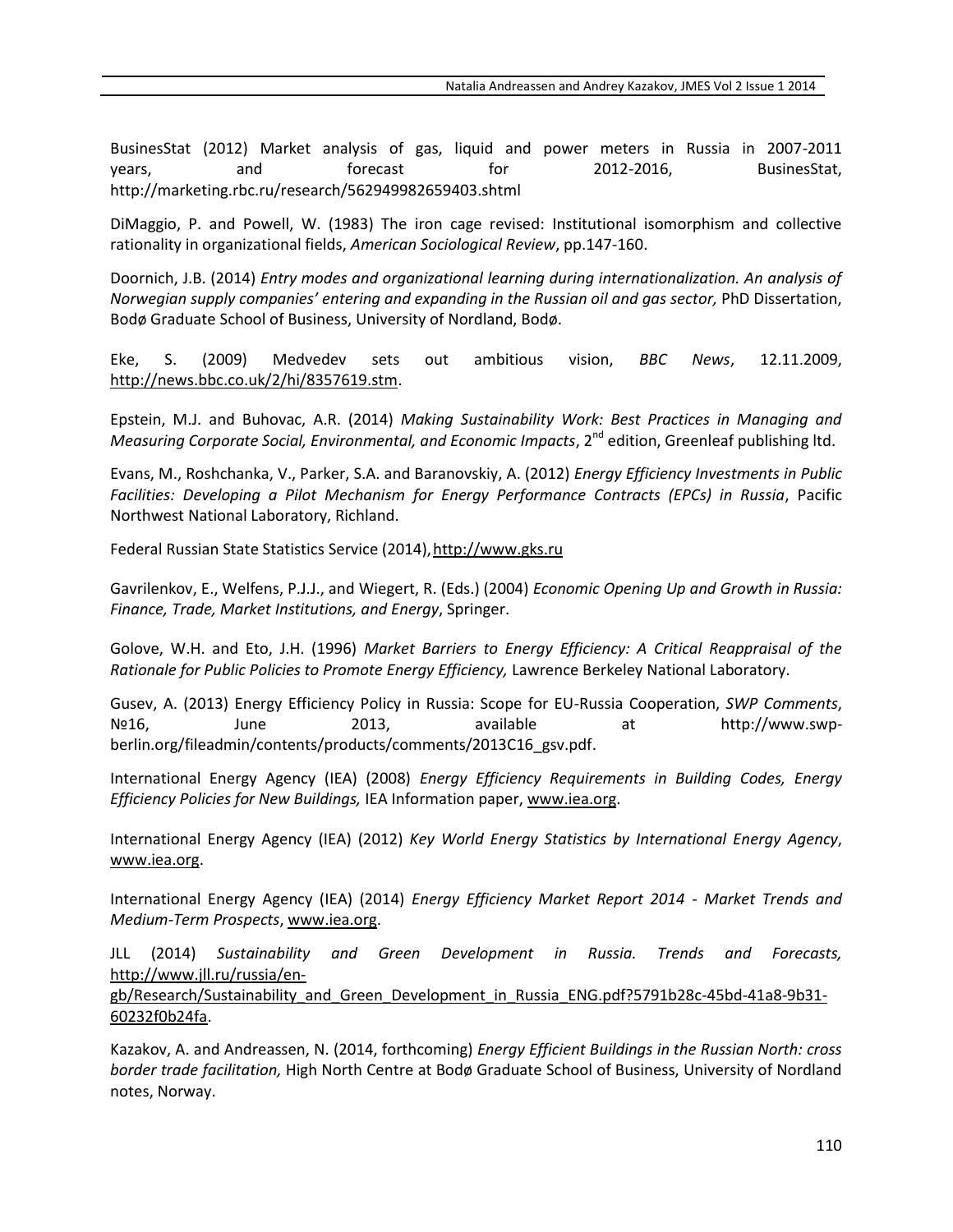BusinesStat (2012) Market analysis of gas, liquid and power meters in Russia in 2007-2011 years, and forecast for 2012-2016, BusinesStat, http://marketing.rbc.ru/research/562949982659403.shtml

DiMaggio, P. and Powell, W. (1983) The iron cage revised: Institutional isomorphism and collective rationality in organizational fields, *American Sociological Review*, pp.147-160.

Doornich, J.B. (2014) *Entry modes and organizational learning during internationalization. An analysis of Norwegian supply companies' entering and expanding in the Russian oil and gas sector,* PhD Dissertation, Bodø Graduate School of Business, University of Nordland, Bodø.

Eke, S. (2009) Medvedev sets out ambitious vision, *BBC News*, 12.11.2009, http://news.bbc.co.uk/2/hi/8357619.stm.

Epstein, M.J. and Buhovac, A.R. (2014) *Making Sustainability Work: Best Practices in Managing and Measuring Corporate Social, Environmental, and Economic Impacts*, 2nd edition, Greenleaf publishing ltd.

Evans, M., Roshchanka, V., Parker, S.A. and Baranovskiy, A. (2012) *Energy Efficiency Investments in Public Facilities: Developing a Pilot Mechanism for Energy Performance Contracts (EPCs) in Russia*, Pacific Northwest National Laboratory, Richland.

Federal Russian State Statistics Service (2014), http://www.gks.ru

Gavrilenkov, E., Welfens, P.J.J., and Wiegert, R. (Eds.) (2004) *Economic Opening Up and Growth in Russia: Finance, Trade, Market Institutions, and Energy*, Springer.

Golove, W.H. and Eto, J.H. (1996) *Market Barriers to Energy Efficiency: A Critical Reappraisal of the Rationale for Public Policies to Promote Energy Efficiency,* Lawrence Berkeley National Laboratory.

Gusev, A. (2013) Energy Efficiency Policy in Russia: Scope for EU-Russia Cooperation, *SWP Comments*, №16, June 2013, available at http://www.swp-berlin.org/fileadmin/contents/products/comments/2013C16_gsv.pdf.

International Energy Agency (IEA) (2008) *Energy Efficiency Requirements in Building Codes, Energy Efficiency Policies for New Buildings,* IEA Information paper, www.iea.org.

International Energy Agency (IEA) (2012) *Key World Energy Statistics by International Energy Agency*, www.iea.org.

International Energy Agency (IEA) (2014) *Energy Efficiency Market Report 2014 - Market Trends and Medium-Term Prospects*, www.iea.org.

JLL (2014) *Sustainability and Green Development in Russia. Trends and Forecasts,* http://www.jll.ru/russia/en-gb/Research/Sustainability_and_Green_Development_in_Russia_ENG.pdf?5791b28c-45bd-41a8-9b31-60232f0b24fa.

Kazakov, A. and Andreassen, N. (2014, forthcoming) *Energy Efficient Buildings in the Russian North: cross border trade facilitation,* High North Centre at Bodø Graduate School of Business, University of Nordland notes, Norway.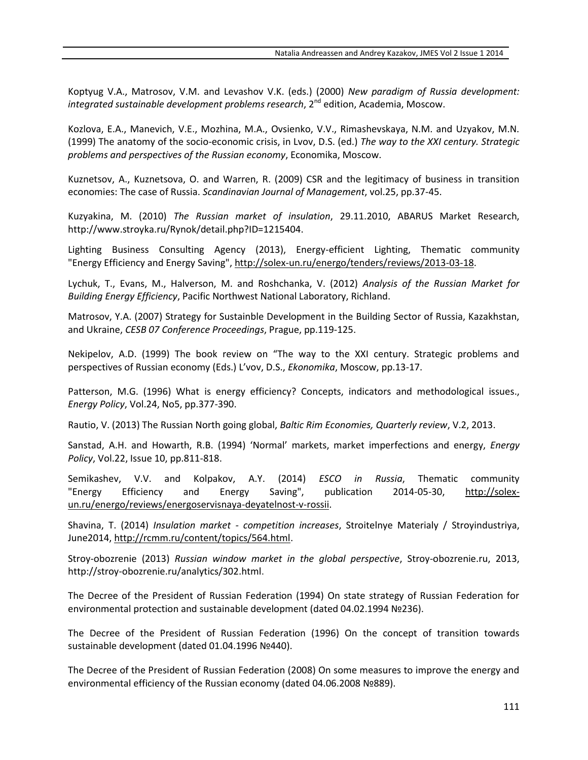Koptyug V.A., Matrosov, V.M. and Levashov V.K. (eds.) (2000) *New paradigm of Russia development: integrated sustainable development problems research*, 2nd edition, Academia, Moscow.

Kozlova, E.A., Manevich, V.E., Mozhina, M.A., Ovsienko, V.V., Rimashevskaya, N.M. and Uzyakov, M.N. (1999) The anatomy of the socio-economic crisis, in Lvov, D.S. (ed.) *The way to the XXI century. Strategic problems and perspectives of the Russian economy*, Economika, Moscow.

Kuznetsov, A., Kuznetsova, O. and Warren, R. (2009) CSR and the legitimacy of business in transition economies: The case of Russia. *Scandinavian Journal of Management*, vol.25, pp.37-45.

Kuzyakina, M. (2010) *The Russian market of insulation*, 29.11.2010, ABARUS Market Research, http://www.stroyka.ru/Rynok/detail.php?ID=1215404.

Lighting Business Consulting Agency (2013), Energy-efficient Lighting, Thematic community "Energy Efficiency and Energy Saving", http://solex-un.ru/energo/tenders/reviews/2013-03-18.

Lychuk, T., Evans, M., Halverson, M. and Roshchanka, V. (2012) *Analysis of the Russian Market for Building Energy Efficiency*, Pacific Northwest National Laboratory, Richland.

Matrosov, Y.A. (2007) Strategy for Sustainble Development in the Building Sector of Russia, Kazakhstan, and Ukraine, *CESB 07 Conference Proceedings*, Prague, pp.119-125.

Nekipelov, A.D. (1999) The book review on "The way to the XXI century. Strategic problems and perspectives of Russian economy (Eds.) L'vov, D.S., *Ekonomika*, Moscow, pp.13-17.

Patterson, M.G. (1996) What is energy efficiency? Concepts, indicators and methodological issues., *Energy Policy*, Vol.24, No5, pp.377-390.

Rautio, V. (2013) The Russian North going global, *Baltic Rim Economies, Quarterly review*, V.2, 2013.

Sanstad, A.H. and Howarth, R.B. (1994) 'Normal' markets, market imperfections and energy, *Energy Policy*, Vol.22, Issue 10, pp.811-818.

Semikashev, V.V. and Kolpakov, A.Y. (2014) *ESCO in Russia*, Thematic community "Energy Efficiency and Energy Saving", publication 2014-05-30, http://solex-un.ru/energo/reviews/energoservisnaya-deyatelnost-v-rossii.

Shavina, T. (2014) *Insulation market - competition increases*, Stroitelnye Materialy / Stroyindustriya, June2014, http://rcmm.ru/content/topics/564.html.

Stroy-obozrenie (2013) *Russian window market in the global perspective*, Stroy-obozrenie.ru, 2013, http://stroy-obozrenie.ru/analytics/302.html.

The Decree of the President of Russian Federation (1994) On state strategy of Russian Federation for environmental protection and sustainable development (dated 04.02.1994 №236).

The Decree of the President of Russian Federation (1996) On the concept of transition towards sustainable development (dated 01.04.1996 №440).

The Decree of the President of Russian Federation (2008) On some measures to improve the energy and environmental efficiency of the Russian economy (dated 04.06.2008 №889).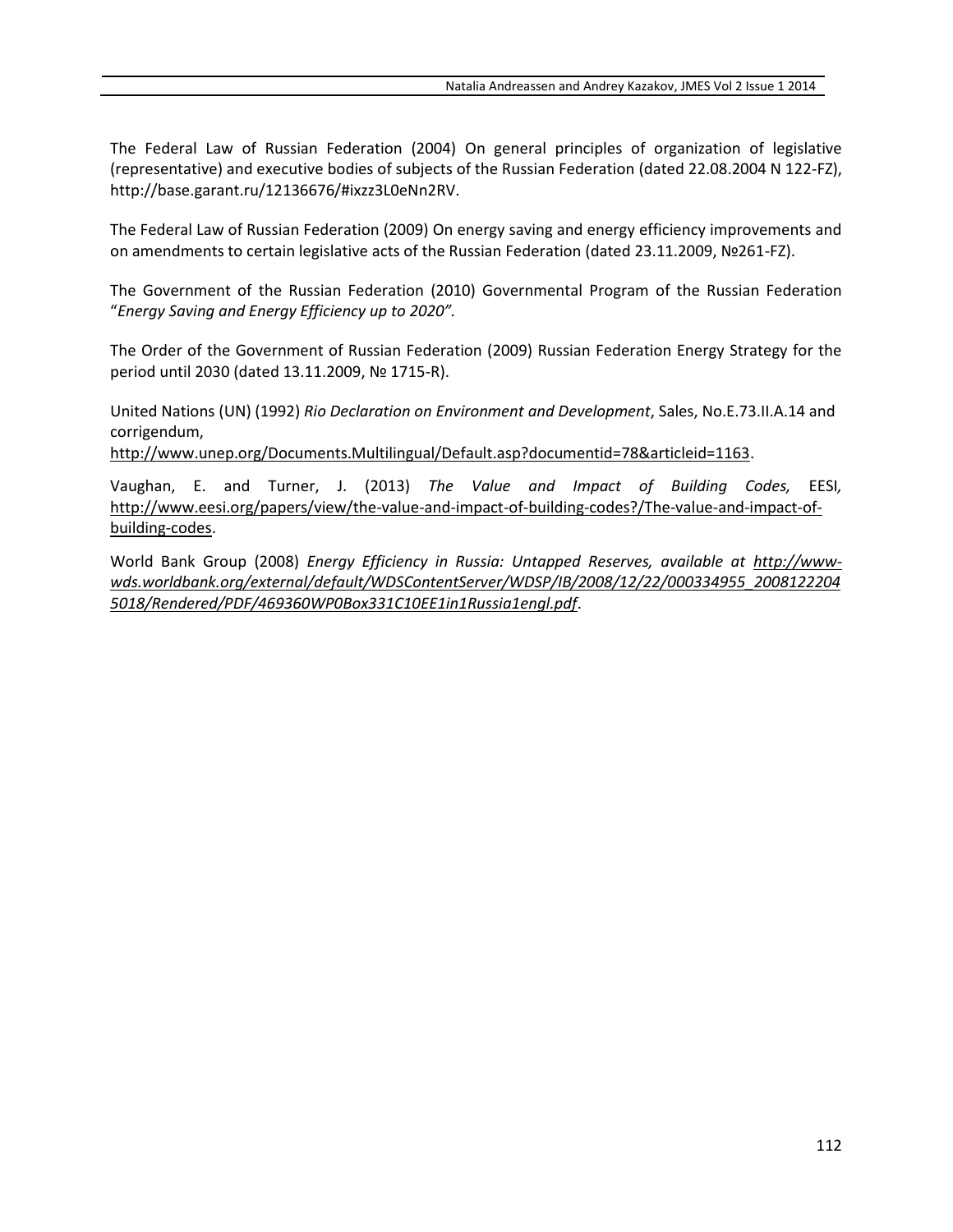The Federal Law of Russian Federation (2004) On general principles of organization of legislative (representative) and executive bodies of subjects of the Russian Federation (dated 22.08.2004 N 122-FZ), http://base.garant.ru/12136676/#ixzz3L0eNn2RV.

The Federal Law of Russian Federation (2009) On energy saving and energy efficiency improvements and on amendments to certain legislative acts of the Russian Federation (dated 23.11.2009, №261-FZ).

The Government of the Russian Federation (2010) Governmental Program of the Russian Federation "*Energy Saving and Energy Efficiency up to 2020".*

The Order of the Government of Russian Federation (2009) Russian Federation Energy Strategy for the period until 2030 (dated 13.11.2009, № 1715-R).

United Nations (UN) (1992) *Rio Declaration on Environment and Development*, Sales, No.E.73.II.A.14 and corrigendum,
http://www.unep.org/Documents.Multilingual/Default.asp?documentid=78&articleid=1163.

Vaughan, E. and Turner, J. (2013) *The Value and Impact of Building Codes,* EESI*,* http://www.eesi.org/papers/view/the-value-and-impact-of-building-codes?/The-value-and-impact-of-building-codes.

World Bank Group (2008) *Energy Efficiency in Russia: Untapped Reserves, available at http://www-wds.worldbank.org/external/default/WDSContentServer/WDSP/IB/2008/12/22/000334955_20081222045018/Rendered/PDF/469360WP0Box331C10EE1in1Russia1engl.pdf*.